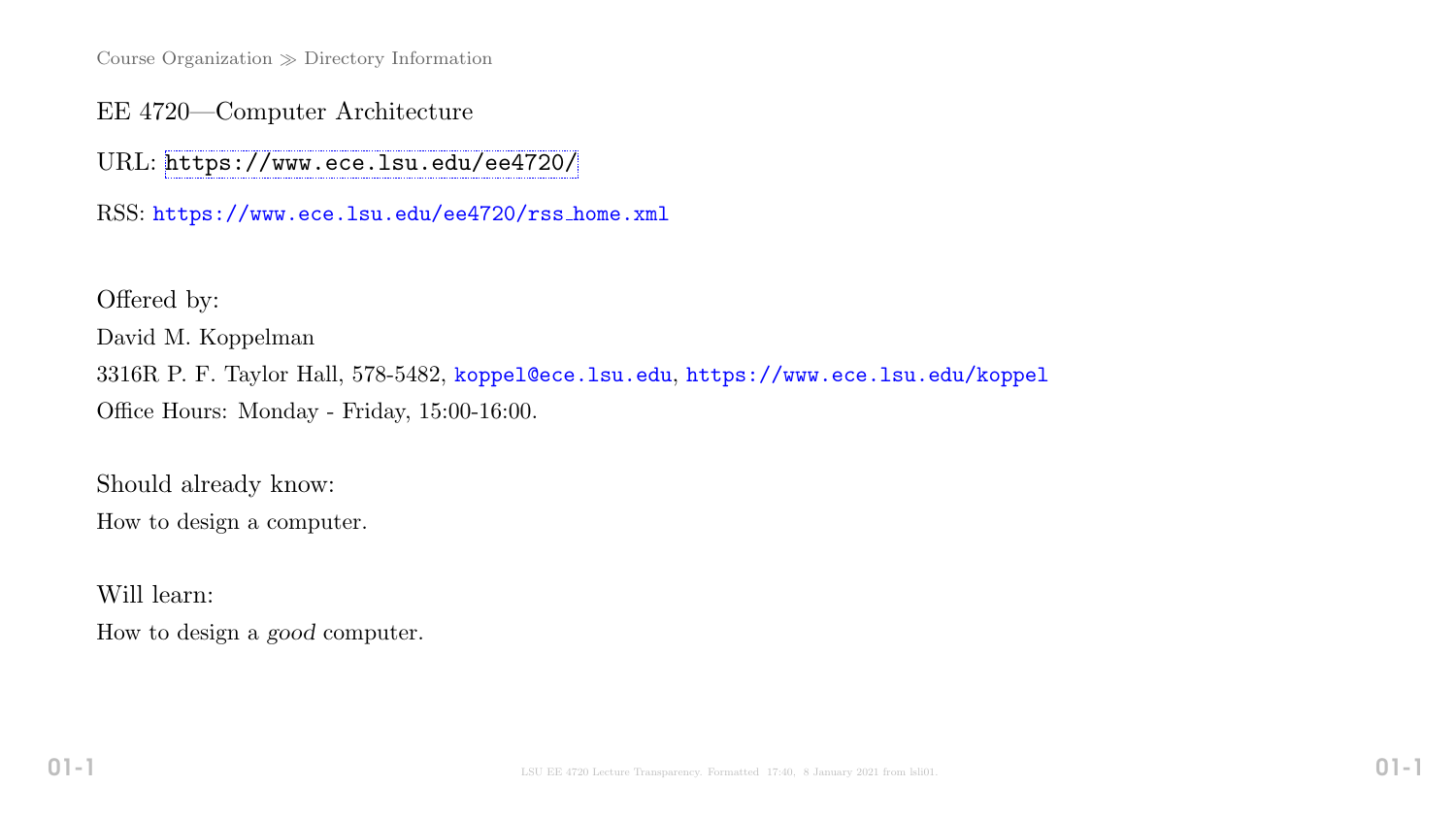Course Organization ≫ Directory Information

# EE 4720—Computer Architecture

URL: https://www.ece.lsu.edu/ee4720/

RSS: https://www.ece.lsu.edu/ee4720/rss_home.xml

Offered by:

David M. Koppelman

3316R P. F. Taylor Hall, 578-5482, koppel@ece.lsu.edu, https://www.ece.lsu.edu/koppel

Office Hours: Monday - Friday, 15:00-16:00.

Should already know:

How to design a computer.

Will learn:

How to design a *good* computer.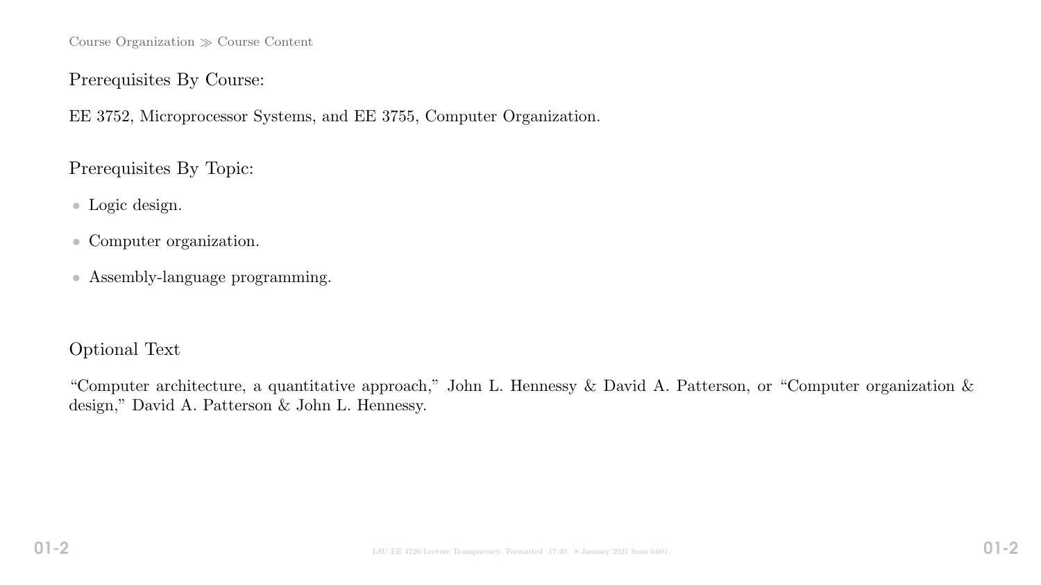## Prerequisites By Course:

EE 3752, Microprocessor Systems, and EE 3755, Computer Organization.

## Prerequisites By Topic:

- Logic design.
- Computer organization.
- Assembly-language programming.

## Optional Text

"Computer architecture, a quantitative approach," John L. Hennessy & David A. Patterson, or "Computer organization & design," David A. Patterson & John L. Hennessy.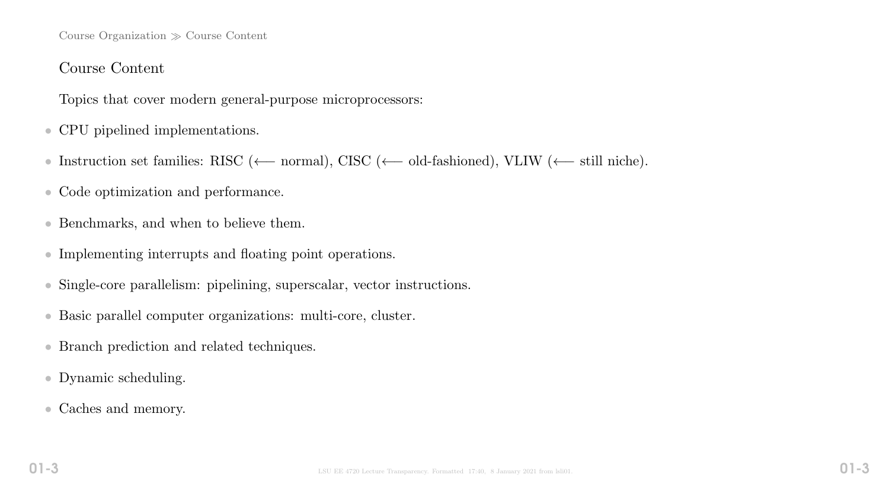## Course Content

Topics that cover modern general-purpose microprocessors:

- CPU pipelined implementations.
- Instruction set families: RISC (⟵ normal), CISC (⟵ old-fashioned), VLIW (⟵ still niche).
- Code optimization and performance.
- Benchmarks, and when to believe them.
- Implementing interrupts and floating point operations.
- Single-core parallelism: pipelining, superscalar, vector instructions.
- Basic parallel computer organizations: multi-core, cluster.
- Branch prediction and related techniques.
- Dynamic scheduling.
- Caches and memory.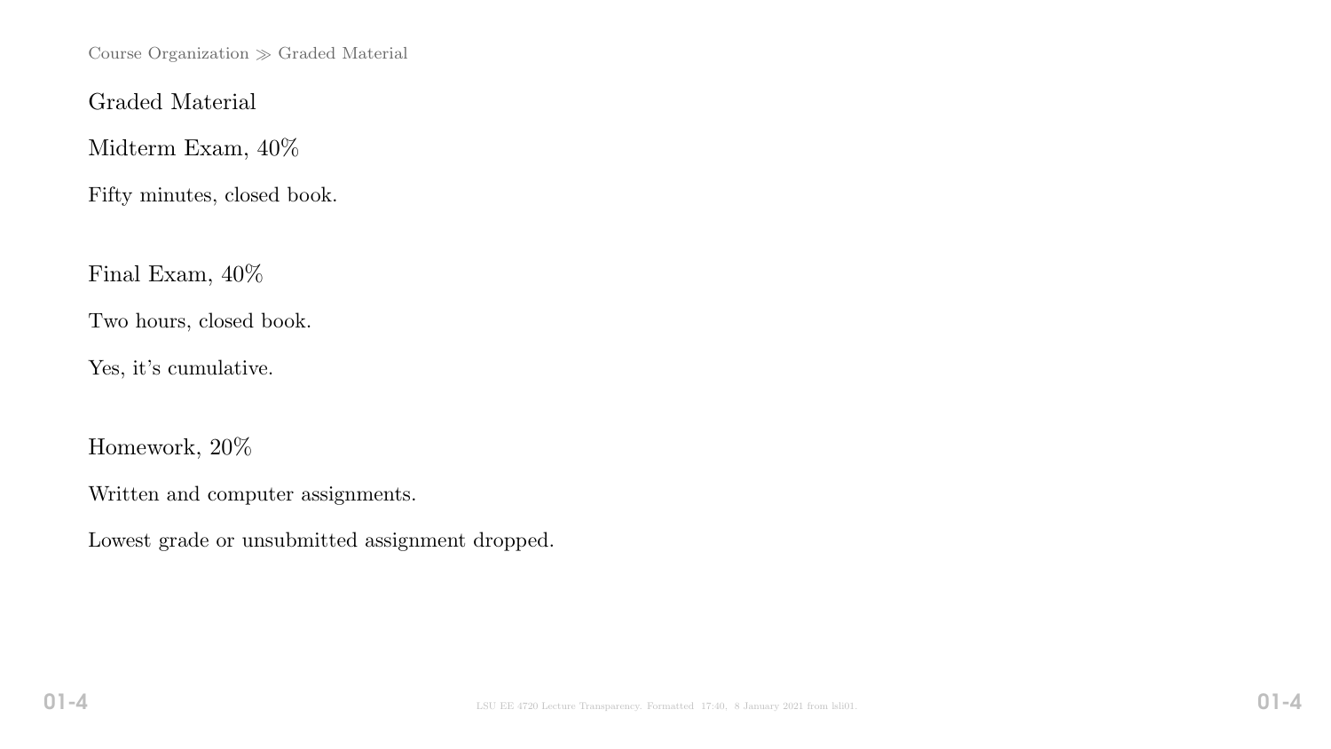## Graded Material

### Midterm Exam, 40%

Fifty minutes, closed book.

### Final Exam, 40%

Two hours, closed book.

Yes, it's cumulative.

### Homework, 20%

Written and computer assignments.

Lowest grade or unsubmitted assignment dropped.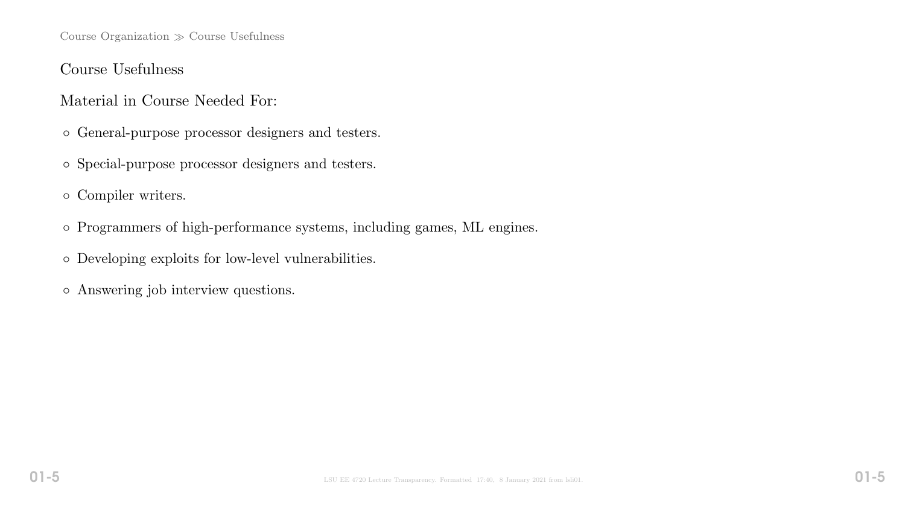## Course Usefulness

Material in Course Needed For:

- General-purpose processor designers and testers.
- Special-purpose processor designers and testers.
- Compiler writers.
- Programmers of high-performance systems, including games, ML engines.
- Developing exploits for low-level vulnerabilities.
- Answering job interview questions.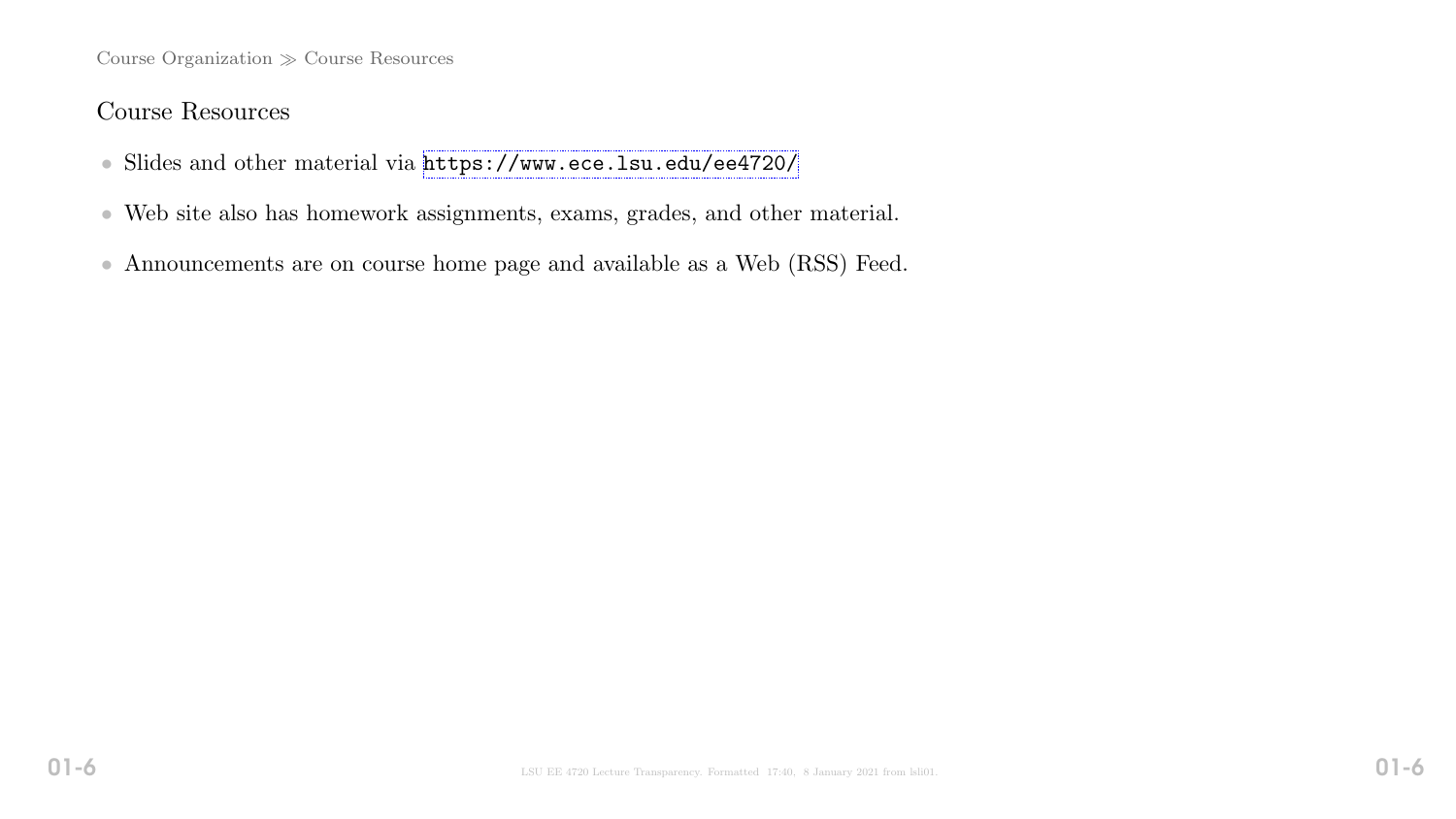## Course Resources

- Slides and other material via https://www.ece.lsu.edu/ee4720/
- Web site also has homework assignments, exams, grades, and other material.
- Announcements are on course home page and available as a Web (RSS) Feed.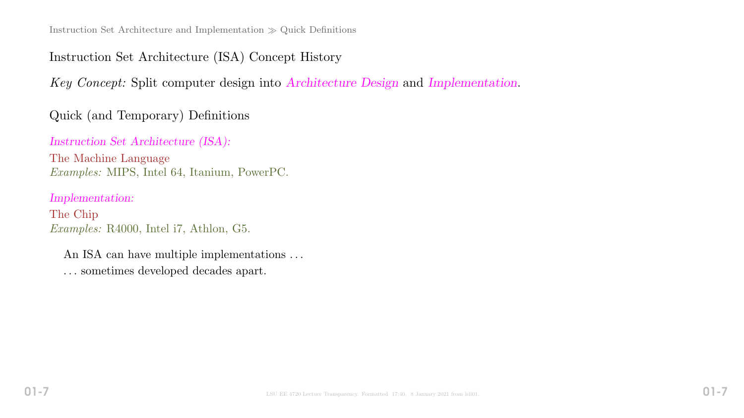## Instruction Set Architecture (ISA) Concept History

*Key Concept:* Split computer design into *Architecture Design* and *Implementation*.

### Quick (and Temporary) Definitions

*Instruction Set Architecture (ISA):*
The Machine Language
*Examples:* MIPS, Intel 64, Itanium, PowerPC.

*Implementation:*
The Chip
*Examples:* R4000, Intel i7, Athlon, G5.

An ISA can have multiple implementations . . .
. . . sometimes developed decades apart.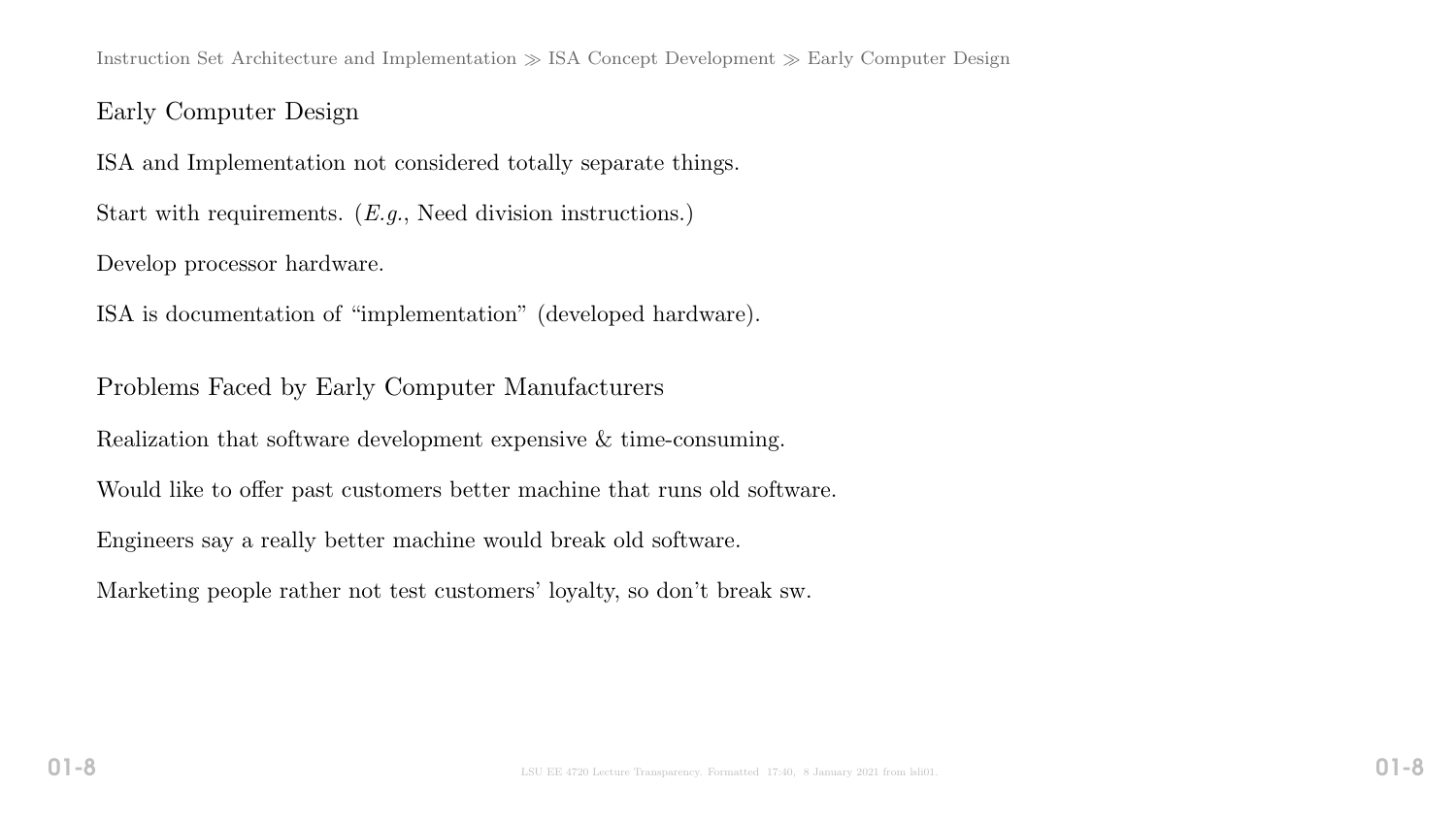## Early Computer Design

ISA and Implementation not considered totally separate things.

Start with requirements. (*E.g.*, Need division instructions.)

Develop processor hardware.

ISA is documentation of "implementation" (developed hardware).

## Problems Faced by Early Computer Manufacturers

Realization that software development expensive & time-consuming.

Would like to offer past customers better machine that runs old software.

Engineers say a really better machine would break old software.

Marketing people rather not test customers' loyalty, so don't break sw.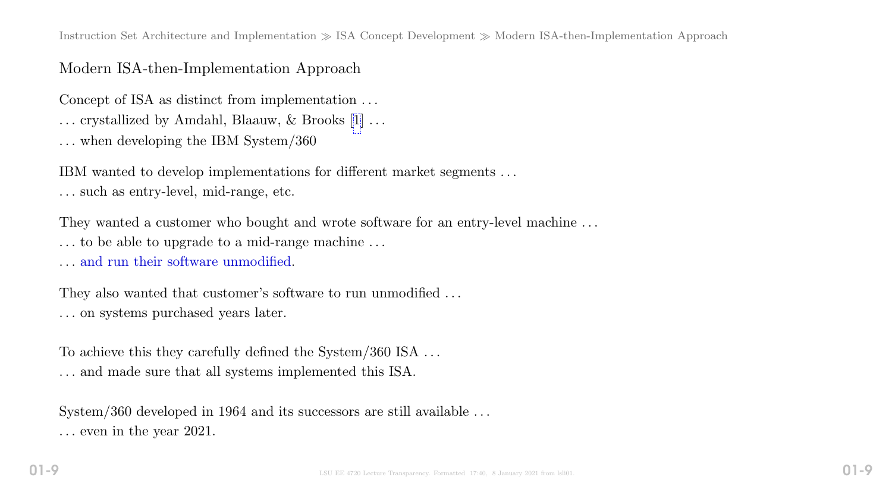## Modern ISA-then-Implementation Approach

Concept of ISA as distinct from implementation ...
... crystallized by Amdahl, Blaauw, & Brooks [1] ...
... when developing the IBM System/360

IBM wanted to develop implementations for different market segments ...
... such as entry-level, mid-range, etc.

They wanted a customer who bought and wrote software for an entry-level machine ...
... to be able to upgrade to a mid-range machine ...
... and run their software unmodified.

They also wanted that customer's software to run unmodified ...
... on systems purchased years later.

To achieve this they carefully defined the System/360 ISA ...
... and made sure that all systems implemented this ISA.

System/360 developed in 1964 and its successors are still available ...
... even in the year 2021.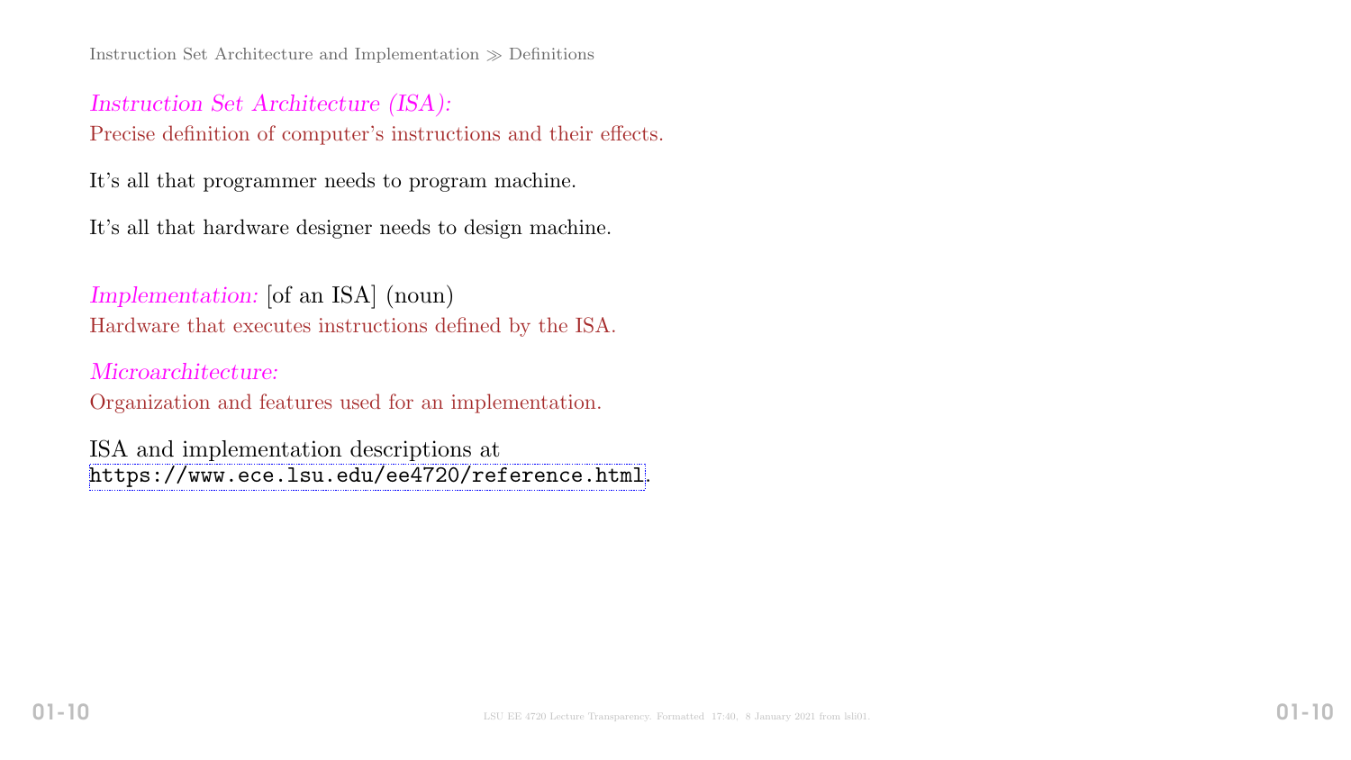*Instruction Set Architecture (ISA):*
Precise definition of computer's instructions and their effects.

It's all that programmer needs to program machine.

It's all that hardware designer needs to design machine.

*Implementation:* [of an ISA] (noun)
Hardware that executes instructions defined by the ISA.

*Microarchitecture:*
Organization and features used for an implementation.

ISA and implementation descriptions at
`https://www.ece.lsu.edu/ee4720/reference.html`.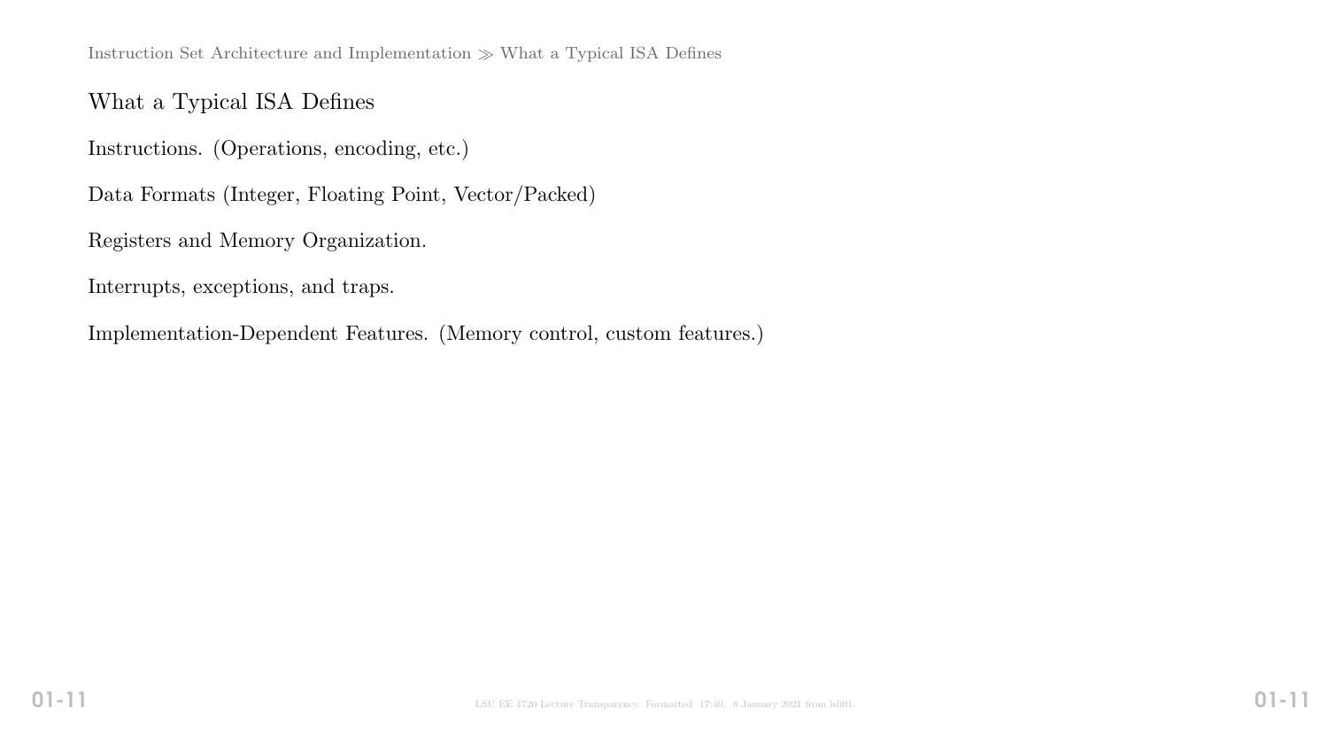## What a Typical ISA Defines

Instructions. (Operations, encoding, etc.)

Data Formats (Integer, Floating Point, Vector/Packed)

Registers and Memory Organization.

Interrupts, exceptions, and traps.

Implementation-Dependent Features. (Memory control, custom features.)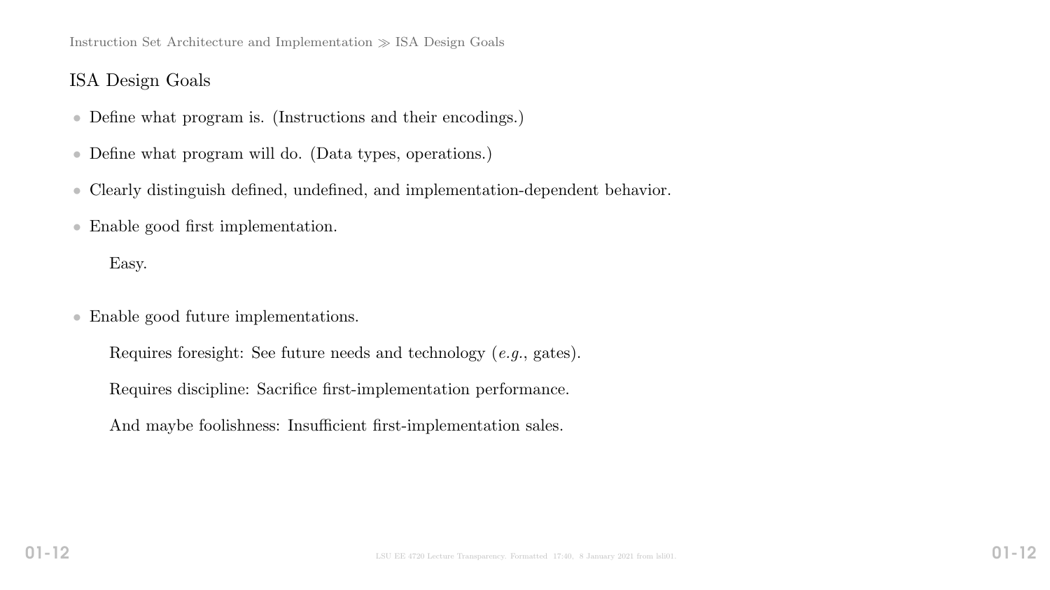## ISA Design Goals

- Define what program is. (Instructions and their encodings.)
- Define what program will do. (Data types, operations.)
- Clearly distinguish defined, undefined, and implementation-dependent behavior.
- Enable good first implementation.

  Easy.

- Enable good future implementations.

  Requires foresight: See future needs and technology (*e.g.*, gates).

  Requires discipline: Sacrifice first-implementation performance.

  And maybe foolishness: Insufficient first-implementation sales.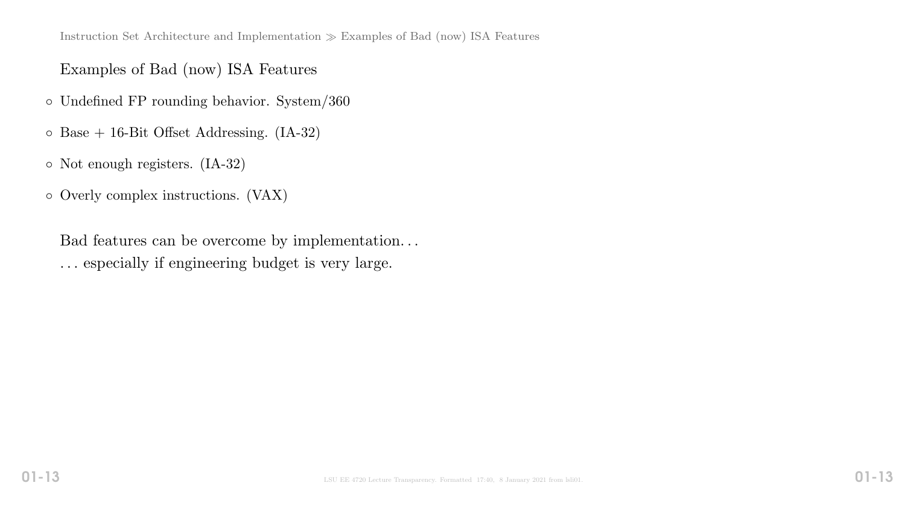## Examples of Bad (now) ISA Features

- Undefined FP rounding behavior. System/360
- Base + 16-Bit Offset Addressing. (IA-32)
- Not enough registers. (IA-32)
- Overly complex instructions. (VAX)

Bad features can be overcome by implementation. . .
. . . especially if engineering budget is very large.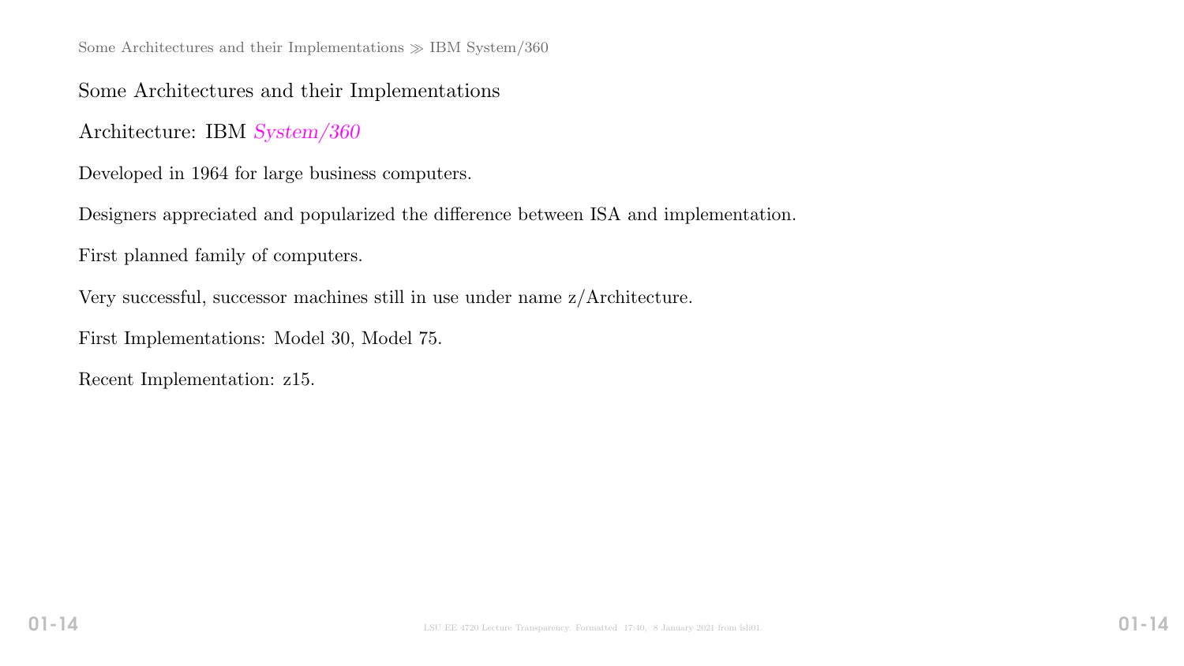## Some Architectures and their Implementations

### Architecture: IBM *System/360*

Developed in 1964 for large business computers.

Designers appreciated and popularized the difference between ISA and implementation.

First planned family of computers.

Very successful, successor machines still in use under name z/Architecture.

First Implementations: Model 30, Model 75.

Recent Implementation: z15.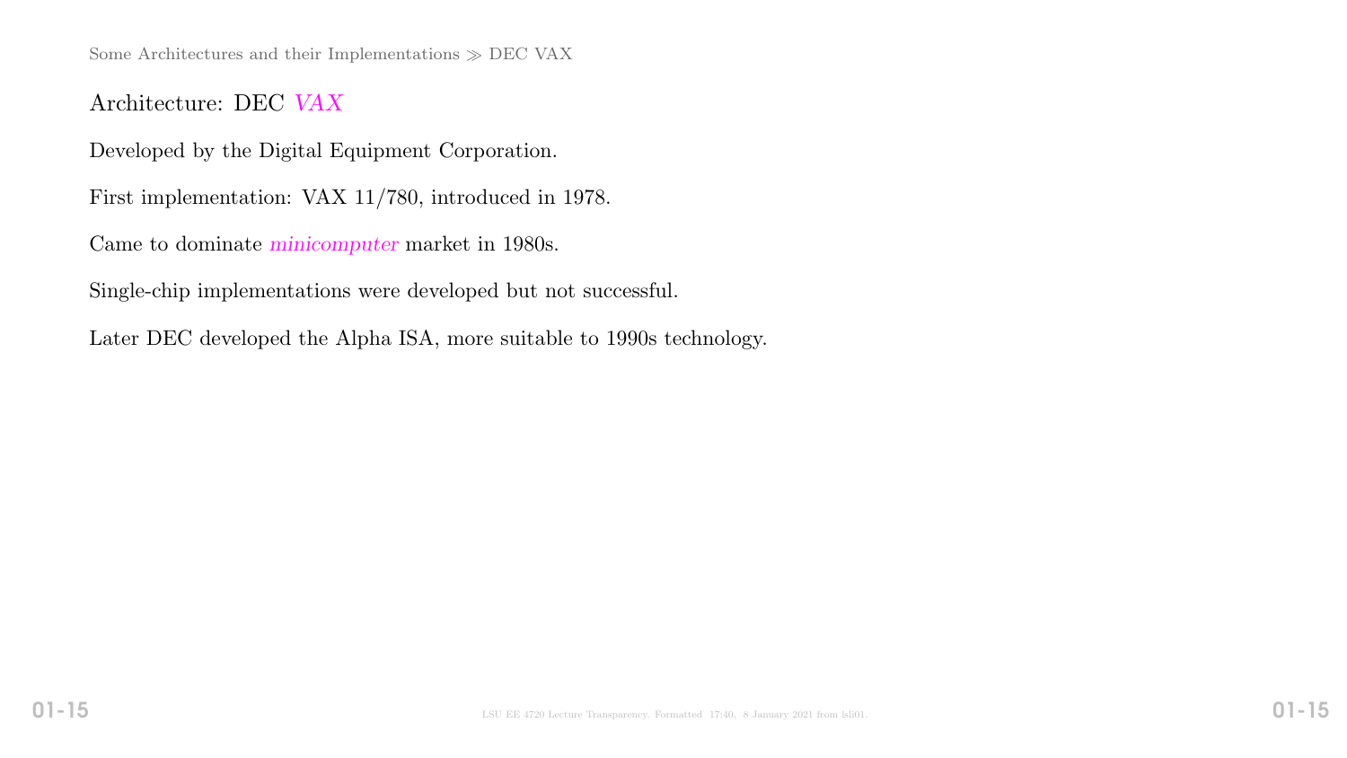## Architecture: DEC *VAX*

Developed by the Digital Equipment Corporation.

First implementation: VAX 11/780, introduced in 1978.

Came to dominate *minicomputer* market in 1980s.

Single-chip implementations were developed but not successful.

Later DEC developed the Alpha ISA, more suitable to 1990s technology.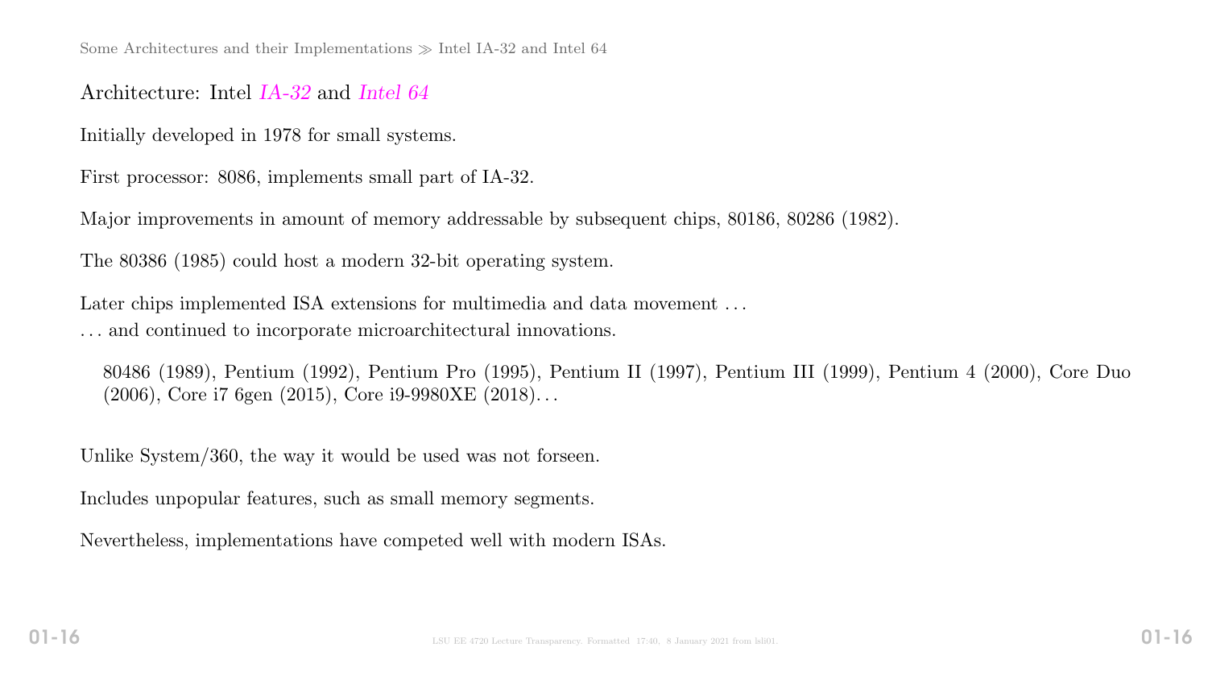## Architecture: Intel *IA-32* and *Intel 64*

Initially developed in 1978 for small systems.

First processor: 8086, implements small part of IA-32.

Major improvements in amount of memory addressable by subsequent chips, 80186, 80286 (1982).

The 80386 (1985) could host a modern 32-bit operating system.

Later chips implemented ISA extensions for multimedia and data movement . . .

. . . and continued to incorporate microarchitectural innovations.

> 80486 (1989), Pentium (1992), Pentium Pro (1995), Pentium II (1997), Pentium III (1999), Pentium 4 (2000), Core Duo (2006), Core i7 6gen (2015), Core i9-9980XE (2018). . .

Unlike System/360, the way it would be used was not forseen.

Includes unpopular features, such as small memory segments.

Nevertheless, implementations have competed well with modern ISAs.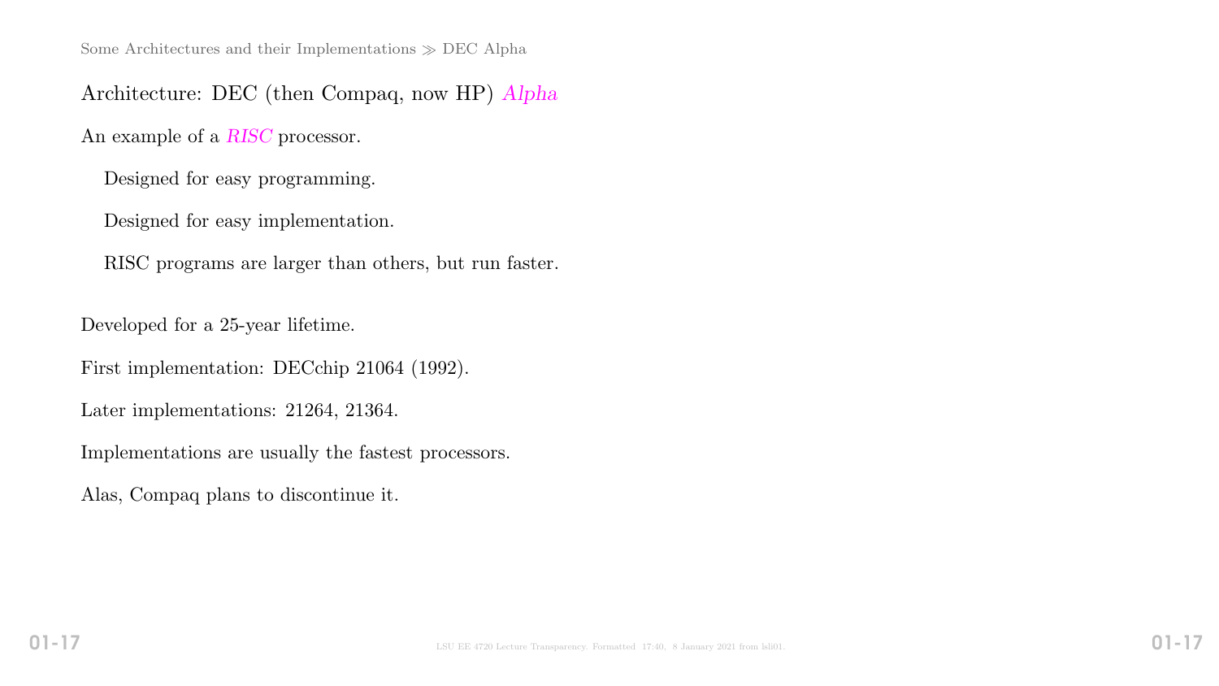## Architecture: DEC (then Compaq, now HP) *Alpha*

An example of a *RISC* processor.

- Designed for easy programming.
- Designed for easy implementation.
- RISC programs are larger than others, but run faster.

Developed for a 25-year lifetime.

First implementation: DECchip 21064 (1992).

Later implementations: 21264, 21364.

Implementations are usually the fastest processors.

Alas, Compaq plans to discontinue it.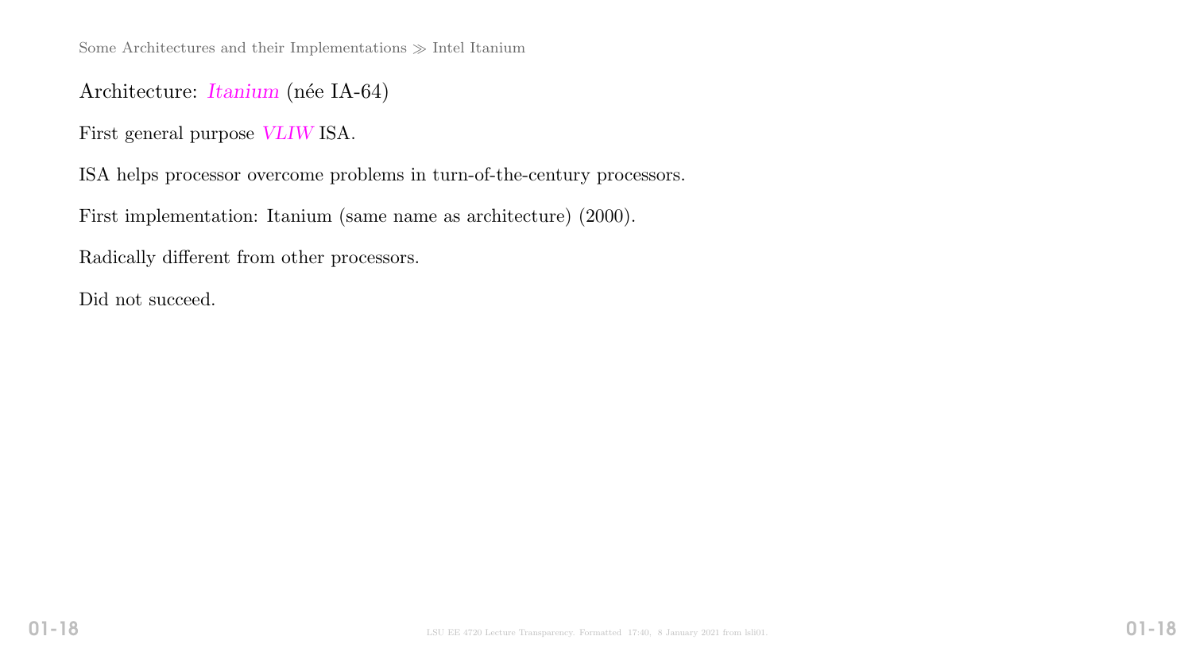Architecture: *Itanium* (née IA-64)

First general purpose *VLIW* ISA.

ISA helps processor overcome problems in turn-of-the-century processors.

First implementation: Itanium (same name as architecture) (2000).

Radically different from other processors.

Did not succeed.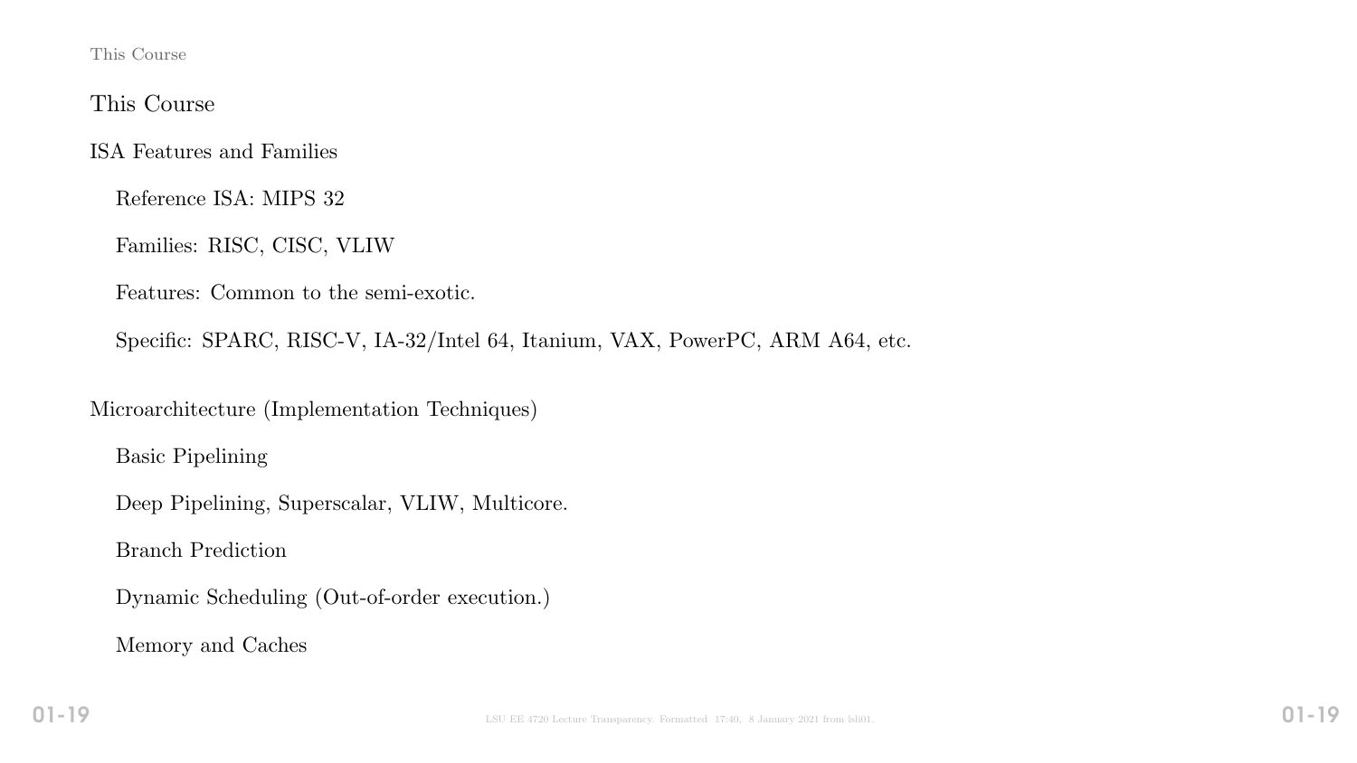## This Course

### ISA Features and Families

- Reference ISA: MIPS 32
- Families: RISC, CISC, VLIW
- Features: Common to the semi-exotic.
- Specific: SPARC, RISC-V, IA-32/Intel 64, Itanium, VAX, PowerPC, ARM A64, etc.

### Microarchitecture (Implementation Techniques)

- Basic Pipelining
- Deep Pipelining, Superscalar, VLIW, Multicore.
- Branch Prediction
- Dynamic Scheduling (Out-of-order execution.)
- Memory and Caches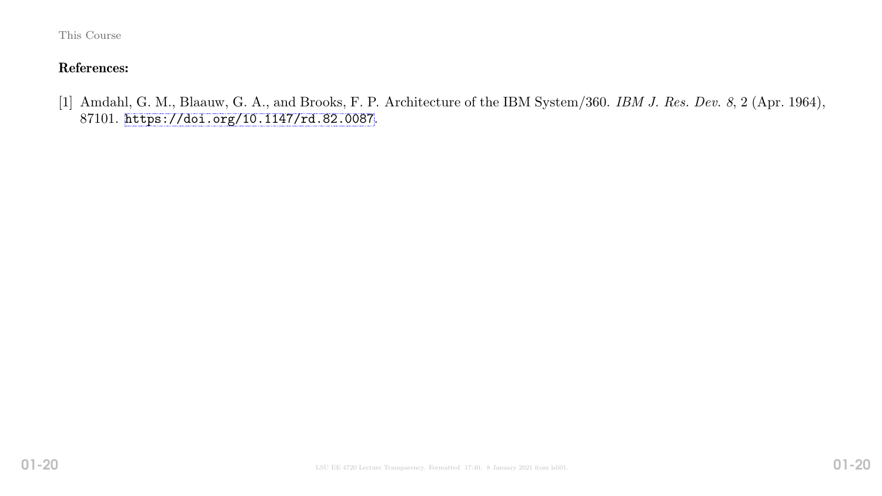**References:**

[1] Amdahl, G. M., Blaauw, G. A., and Brooks, F. P. Architecture of the IBM System/360. *IBM J. Res. Dev. 8*, 2 (Apr. 1964), 87101. https://doi.org/10.1147/rd.82.0087.